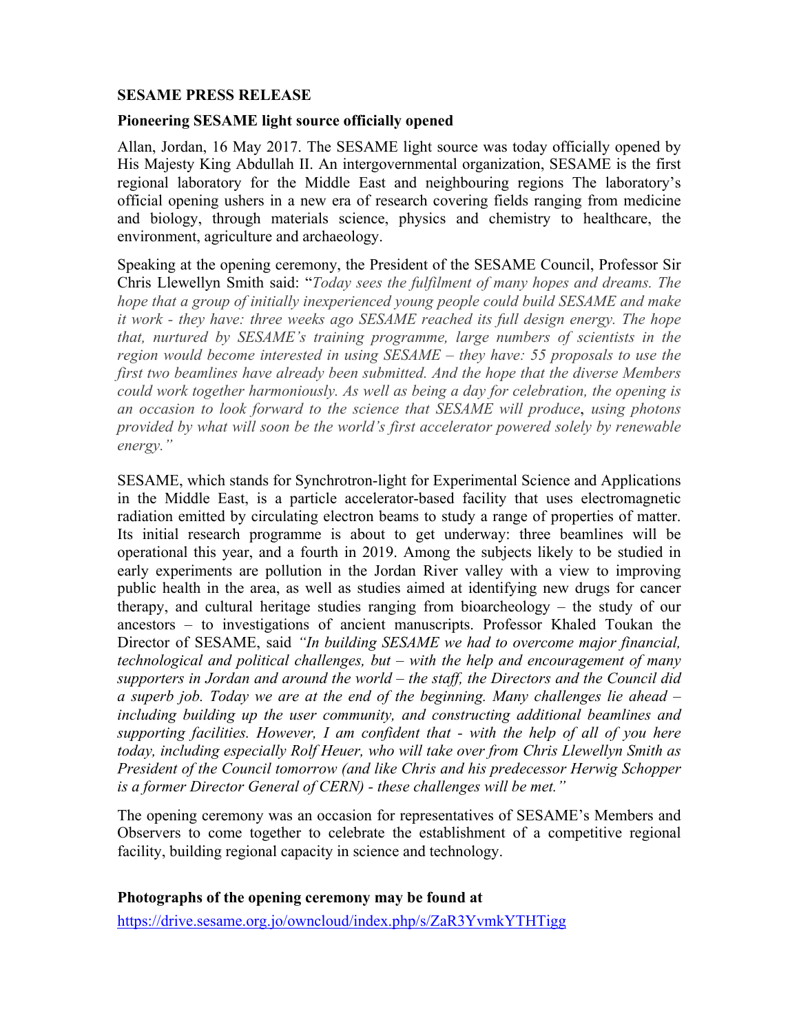**SESAME PRESS RELEASE**

**Pioneering SESAME light source officially opened**

Allan, Jordan, 16 May 2017. The SESAME light source was today officially opened by His Majesty King Abdullah II. An intergovernmental organization, SESAME is the first regional laboratory for the Middle East and neighbouring regions The laboratory's official opening ushers in a new era of research covering fields ranging from medicine and biology, through materials science, physics and chemistry to healthcare, the environment, agriculture and archaeology.

Speaking at the opening ceremony, the President of the SESAME Council, Professor Sir Chris Llewellyn Smith said: "*Today sees the fulfilment of many hopes and dreams. The hope that a group of initially inexperienced young people could build SESAME and make it work - they have: three weeks ago SESAME reached its full design energy. The hope that, nurtured by SESAME's training programme, large numbers of scientists in the region would become interested in using SESAME – they have: 55 proposals to use the first two beamlines have already been submitted. And the hope that the diverse Members could work together harmoniously. As well as being a day for celebration, the opening is an occasion to look forward to the science that SESAME will produce*, *using photons provided by what will soon be the world's first accelerator powered solely by renewable energy."*

SESAME, which stands for Synchrotron-light for Experimental Science and Applications in the Middle East, is a particle accelerator-based facility that uses electromagnetic radiation emitted by circulating electron beams to study a range of properties of matter. Its initial research programme is about to get underway: three beamlines will be operational this year, and a fourth in 2019. Among the subjects likely to be studied in early experiments are pollution in the Jordan River valley with a view to improving public health in the area, as well as studies aimed at identifying new drugs for cancer therapy, and cultural heritage studies ranging from bioarcheology – the study of our ancestors – to investigations of ancient manuscripts. Professor Khaled Toukan the Director of SESAME, said *"In building SESAME we had to overcome major financial, technological and political challenges, but – with the help and encouragement of many supporters in Jordan and around the world – the staff, the Directors and the Council did a superb job. Today we are at the end of the beginning. Many challenges lie ahead – including building up the user community, and constructing additional beamlines and supporting facilities. However, I am confident that - with the help of all of you here today, including especially Rolf Heuer, who will take over from Chris Llewellyn Smith as President of the Council tomorrow (and like Chris and his predecessor Herwig Schopper is a former Director General of CERN) - these challenges will be met."*

The opening ceremony was an occasion for representatives of SESAME's Members and Observers to come together to celebrate the establishment of a competitive regional facility, building regional capacity in science and technology.

**Photographs of the opening ceremony may be found at**

https://drive.sesame.org.jo/owncloud/index.php/s/ZaR3YvmkYTHTigg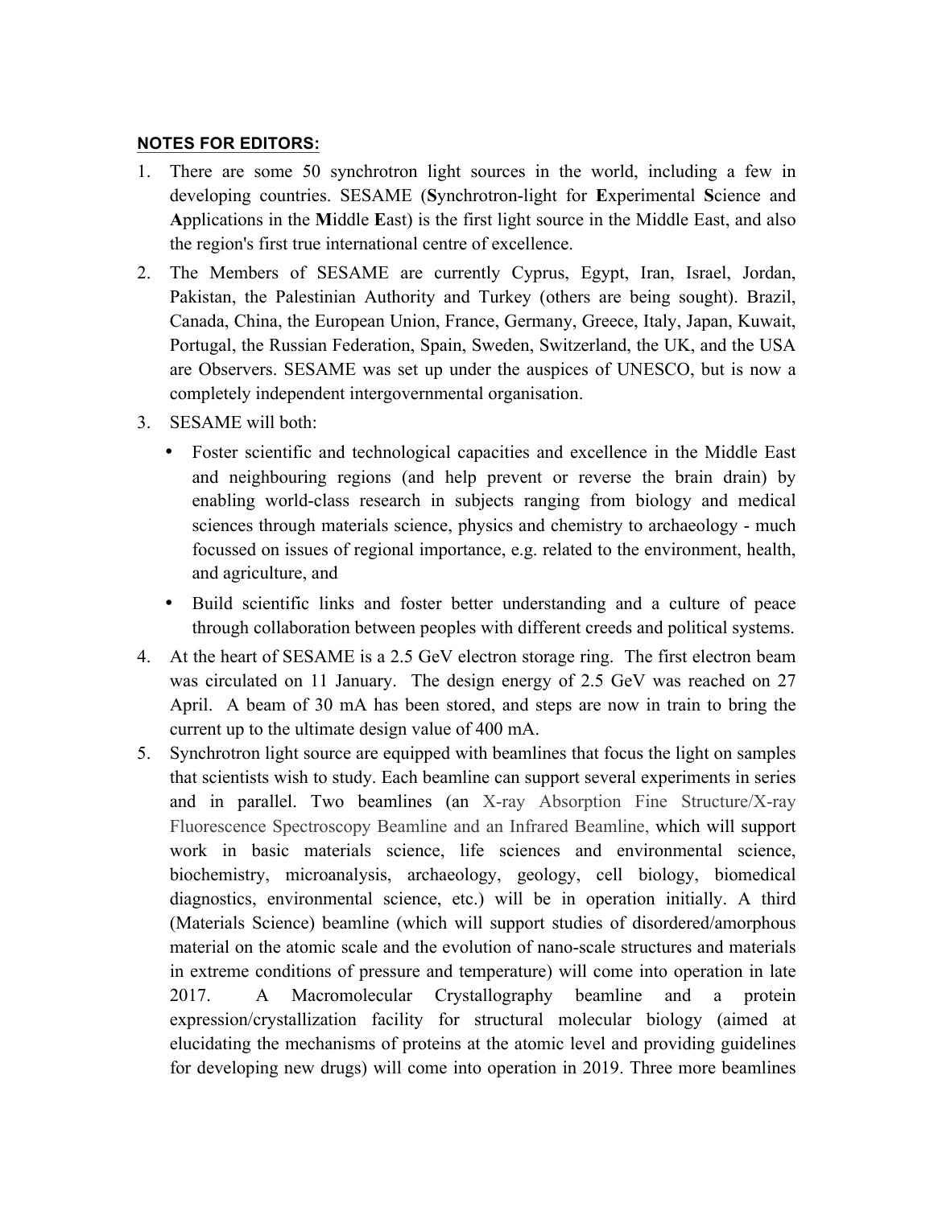**NOTES FOR EDITORS:**

1. There are some 50 synchrotron light sources in the world, including a few in developing countries. SESAME (**S**ynchrotron-light for **E**xperimental **S**cience and **A**pplications in the **M**iddle **E**ast) is the first light source in the Middle East, and also the region's first true international centre of excellence.
2. The Members of SESAME are currently Cyprus, Egypt, Iran, Israel, Jordan, Pakistan, the Palestinian Authority and Turkey (others are being sought). Brazil, Canada, China, the European Union, France, Germany, Greece, Italy, Japan, Kuwait, Portugal, the Russian Federation, Spain, Sweden, Switzerland, the UK, and the USA are Observers. SESAME was set up under the auspices of UNESCO, but is now a completely independent intergovernmental organisation.
3. SESAME will both:
   - Foster scientific and technological capacities and excellence in the Middle East and neighbouring regions (and help prevent or reverse the brain drain) by enabling world-class research in subjects ranging from biology and medical sciences through materials science, physics and chemistry to archaeology - much focussed on issues of regional importance, e.g. related to the environment, health, and agriculture, and
   - Build scientific links and foster better understanding and a culture of peace through collaboration between peoples with different creeds and political systems.
4. At the heart of SESAME is a 2.5 GeV electron storage ring. The first electron beam was circulated on 11 January. The design energy of 2.5 GeV was reached on 27 April. A beam of 30 mA has been stored, and steps are now in train to bring the current up to the ultimate design value of 400 mA.
5. Synchrotron light source are equipped with beamlines that focus the light on samples that scientists wish to study. Each beamline can support several experiments in series and in parallel. Two beamlines (an X-ray Absorption Fine Structure/X-ray Fluorescence Spectroscopy Beamline and an Infrared Beamline, which will support work in basic materials science, life sciences and environmental science, biochemistry, microanalysis, archaeology, geology, cell biology, biomedical diagnostics, environmental science, etc.) will be in operation initially. A third (Materials Science) beamline (which will support studies of disordered/amorphous material on the atomic scale and the evolution of nano-scale structures and materials in extreme conditions of pressure and temperature) will come into operation in late 2017. A Macromolecular Crystallography beamline and a protein expression/crystallization facility for structural molecular biology (aimed at elucidating the mechanisms of proteins at the atomic level and providing guidelines for developing new drugs) will come into operation in 2019. Three more beamlines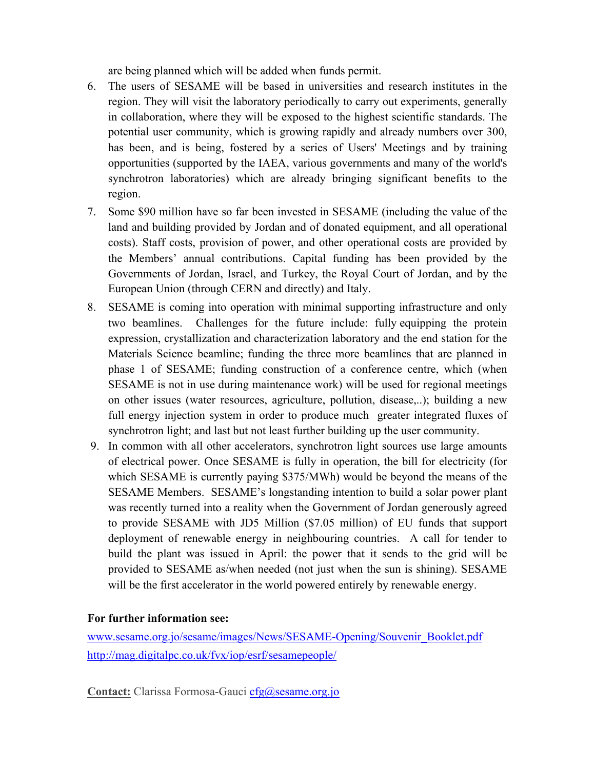are being planned which will be added when funds permit.

6. The users of SESAME will be based in universities and research institutes in the region. They will visit the laboratory periodically to carry out experiments, generally in collaboration, where they will be exposed to the highest scientific standards. The potential user community, which is growing rapidly and already numbers over 300, has been, and is being, fostered by a series of Users' Meetings and by training opportunities (supported by the IAEA, various governments and many of the world's synchrotron laboratories) which are already bringing significant benefits to the region.
7. Some $90 million have so far been invested in SESAME (including the value of the land and building provided by Jordan and of donated equipment, and all operational costs). Staff costs, provision of power, and other operational costs are provided by the Members' annual contributions. Capital funding has been provided by the Governments of Jordan, Israel, and Turkey, the Royal Court of Jordan, and by the European Union (through CERN and directly) and Italy.
8. SESAME is coming into operation with minimal supporting infrastructure and only two beamlines. Challenges for the future include: fully equipping the protein expression, crystallization and characterization laboratory and the end station for the Materials Science beamline; funding the three more beamlines that are planned in phase 1 of SESAME; funding construction of a conference centre, which (when SESAME is not in use during maintenance work) will be used for regional meetings on other issues (water resources, agriculture, pollution, disease,..); building a new full energy injection system in order to produce much greater integrated fluxes of synchrotron light; and last but not least further building up the user community.
9. In common with all other accelerators, synchrotron light sources use large amounts of electrical power. Once SESAME is fully in operation, the bill for electricity (for which SESAME is currently paying $375/MWh) would be beyond the means of the SESAME Members. SESAME's longstanding intention to build a solar power plant was recently turned into a reality when the Government of Jordan generously agreed to provide SESAME with JD5 Million ($7.05 million) of EU funds that support deployment of renewable energy in neighbouring countries. A call for tender to build the plant was issued in April: the power that it sends to the grid will be provided to SESAME as/when needed (not just when the sun is shining). SESAME will be the first accelerator in the world powered entirely by renewable energy.

**For further information see:**

www.sesame.org.jo/sesame/images/News/SESAME-Opening/Souvenir_Booklet.pdf

http://mag.digitalpc.co.uk/fvx/iop/esrf/sesamepeople/

**Contact:** Clarissa Formosa-Gauci cfg@sesame.org.jo